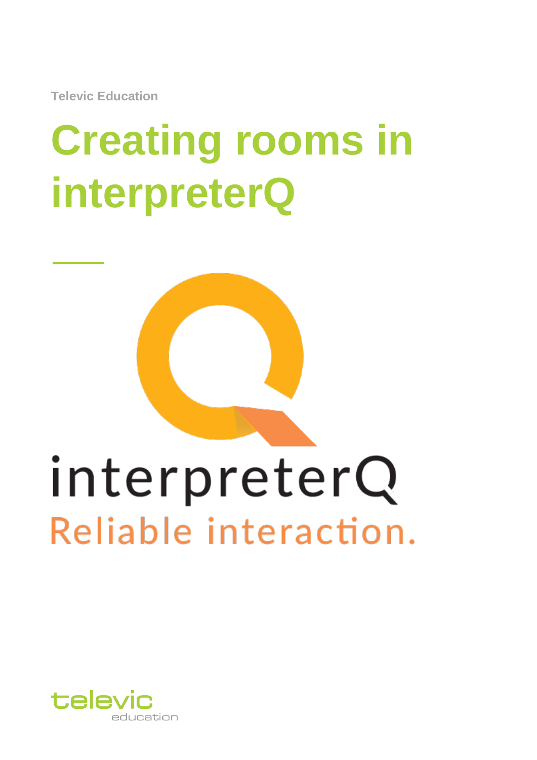Televic Education

# Creating rooms in interpreterQ

interpreterQ
Reliable interaction.

televic
education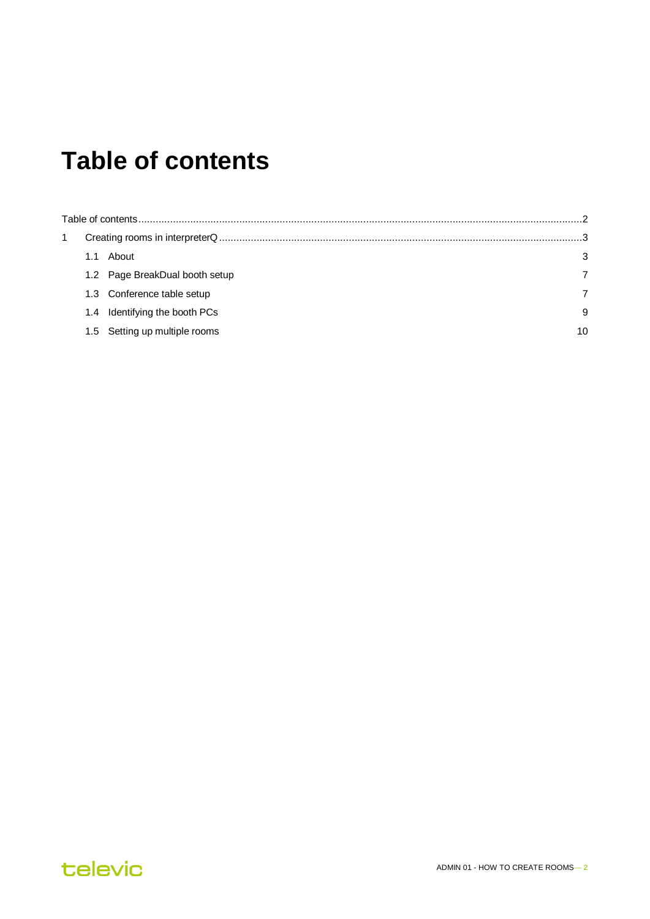# Table of contents

Table of contents .......... 2
1 Creating rooms in interpreterQ .......... 3
  1.1 About 3
  1.2 Page BreakDual booth setup 7
  1.3 Conference table setup 7
  1.4 Identifying the booth PCs 9
  1.5 Setting up multiple rooms 10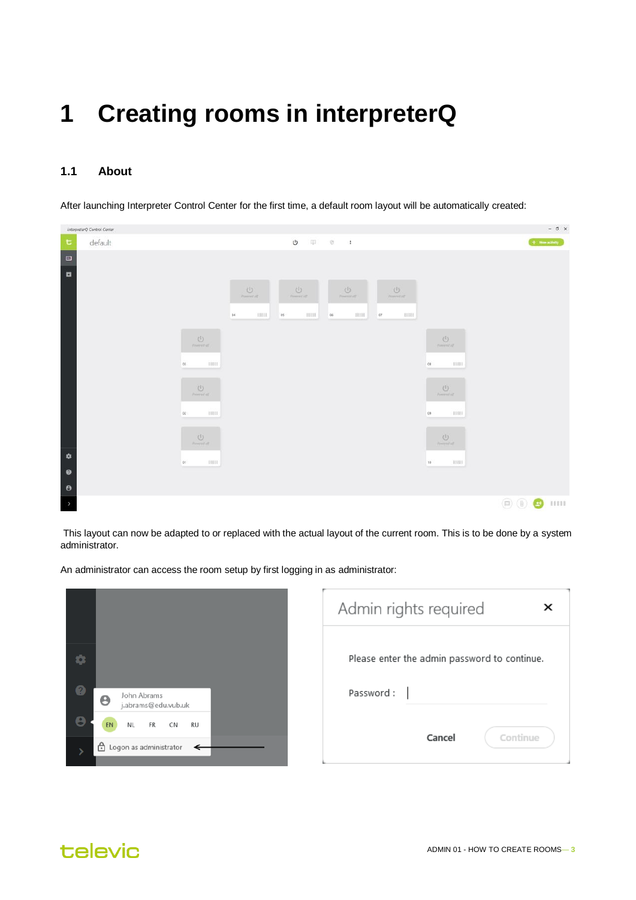# 1 Creating rooms in interpreterQ

## 1.1 About

After launching Interpreter Control Center for the first time, a default room layout will be automatically created:

This layout can now be adapted to or replaced with the actual layout of the current room. This is to be done by a system administrator.

An administrator can access the room setup by first logging in as administrator: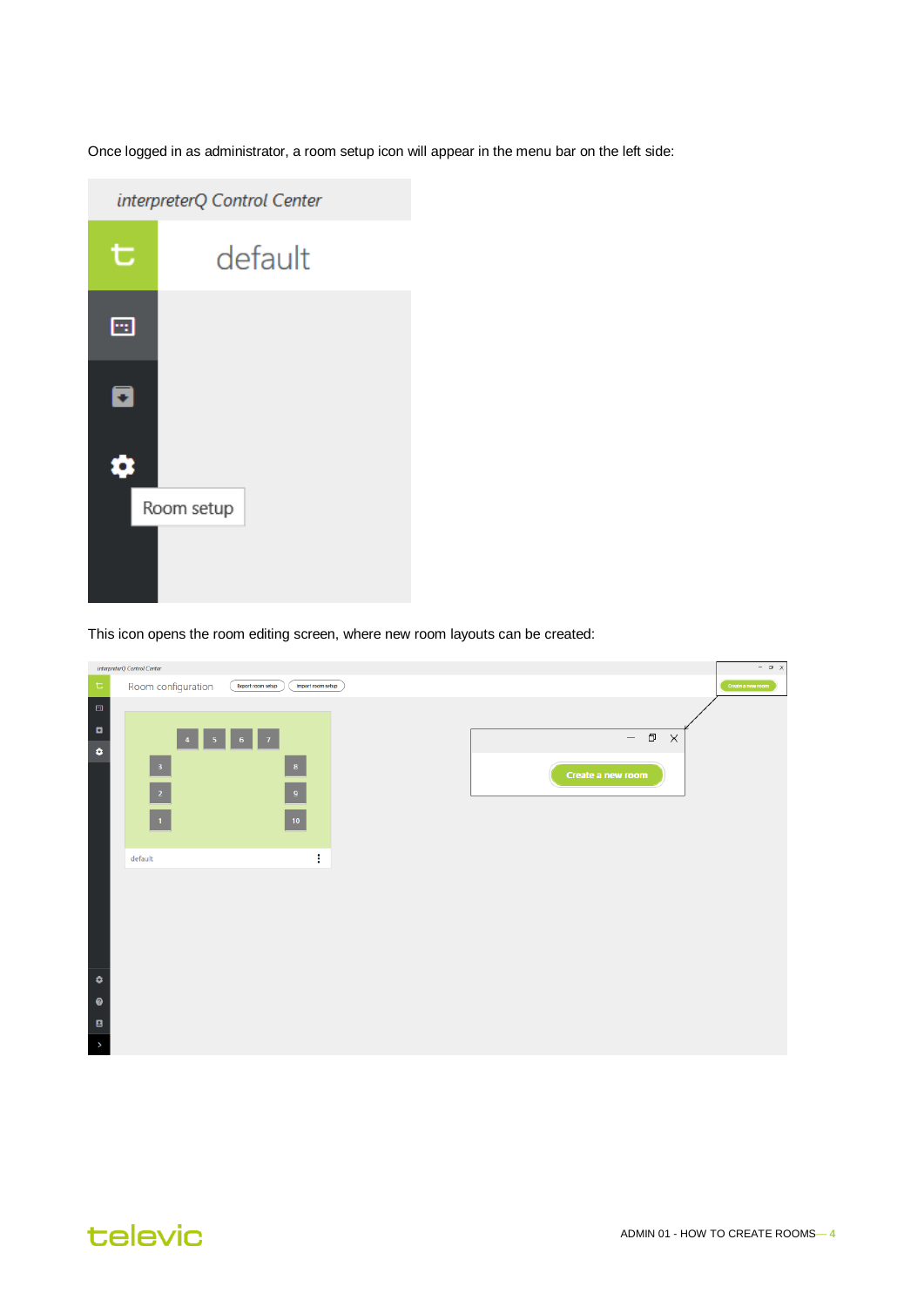Once logged in as administrator, a room setup icon will appear in the menu bar on the left side:

This icon opens the room editing screen, where new room layouts can be created: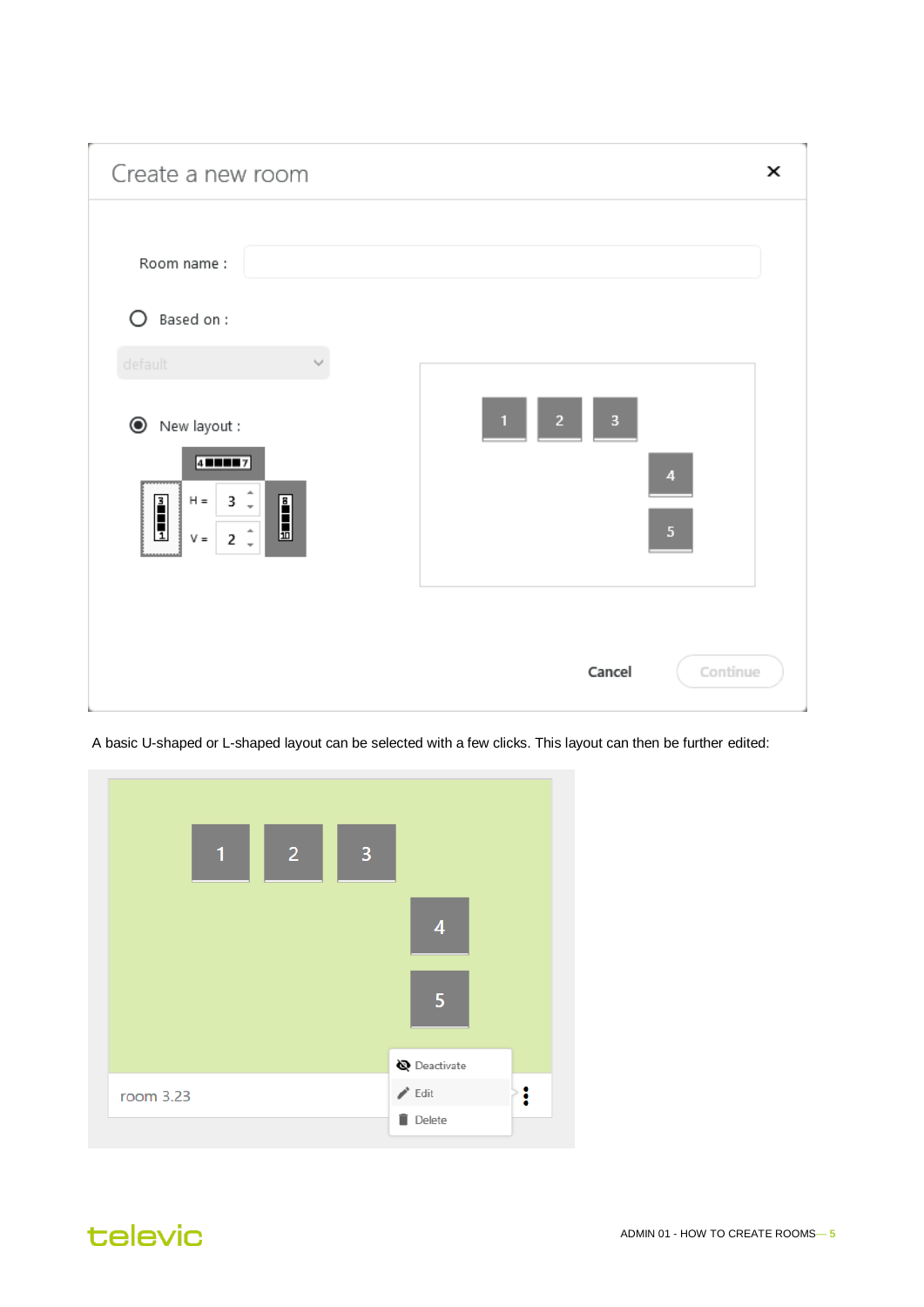Create a new room

Room name :

Based on :

default

New layout :

H = 3

V = 2

Cancel Continue

A basic U-shaped or L-shaped layout can be selected with a few clicks. This layout can then be further edited:

room 3.23

Deactivate

Edit

Delete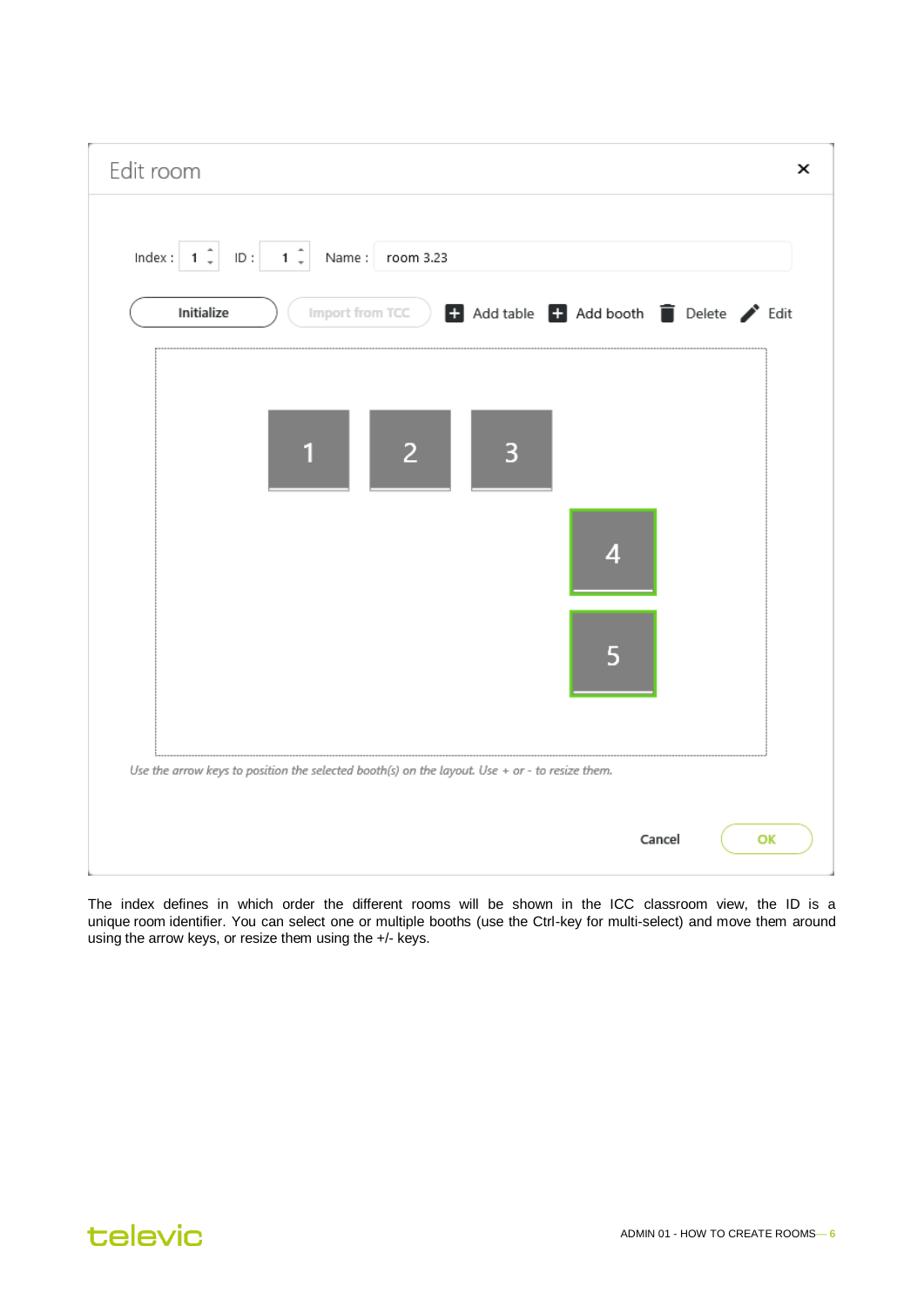Edit room

Index : 1 ID : 1 Name : room 3.23

Initialize | Import from TCC | Add table | Add booth | Delete | Edit

1 2 3

4

5

*Use the arrow keys to position the selected booth(s) on the layout. Use + or - to resize them.*

Cancel OK

The index defines in which order the different rooms will be shown in the ICC classroom view, the ID is a unique room identifier. You can select one or multiple booths (use the Ctrl-key for multi-select) and move them around using the arrow keys, or resize them using the +/- keys.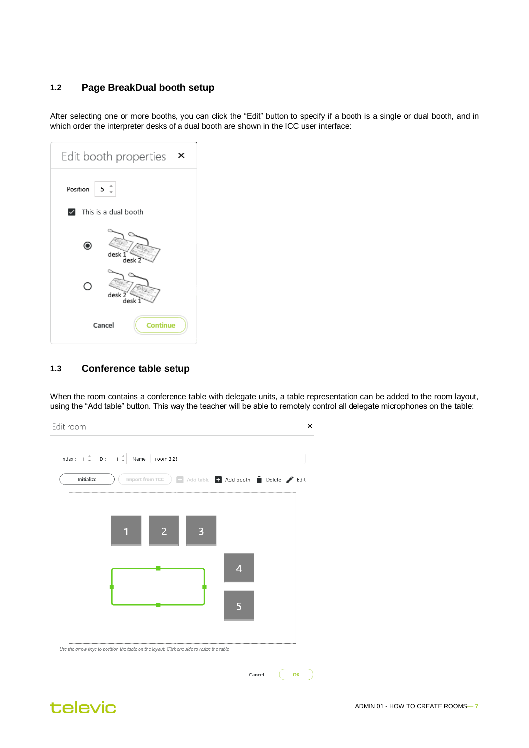## 1.2 Page BreakDual booth setup

After selecting one or more booths, you can click the “Edit” button to specify if a booth is a single or dual booth, and in which order the interpreter desks of a dual booth are shown in the ICC user interface:

## 1.3 Conference table setup

When the room contains a conference table with delegate units, a table representation can be added to the room layout, using the “Add table” button. This way the teacher will be able to remotely control all delegate microphones on the table: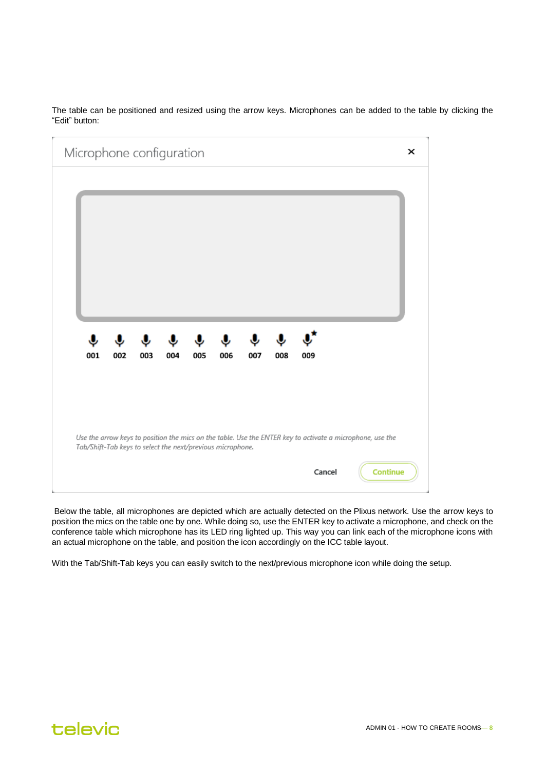The table can be positioned and resized using the arrow keys. Microphones can be added to the table by clicking the "Edit" button:

Microphone configuration

001 002 003 004 005 006 007 008 009

*Use the arrow keys to position the mics on the table. Use the ENTER key to activate a microphone, use the Tab/Shift-Tab keys to select the next/previous microphone.*

Cancel Continue

Below the table, all microphones are depicted which are actually detected on the Plixus network. Use the arrow keys to position the mics on the table one by one. While doing so, use the ENTER key to activate a microphone, and check on the conference table which microphone has its LED ring lighted up. This way you can link each of the microphone icons with an actual microphone on the table, and position the icon accordingly on the ICC table layout.

With the Tab/Shift-Tab keys you can easily switch to the next/previous microphone icon while doing the setup.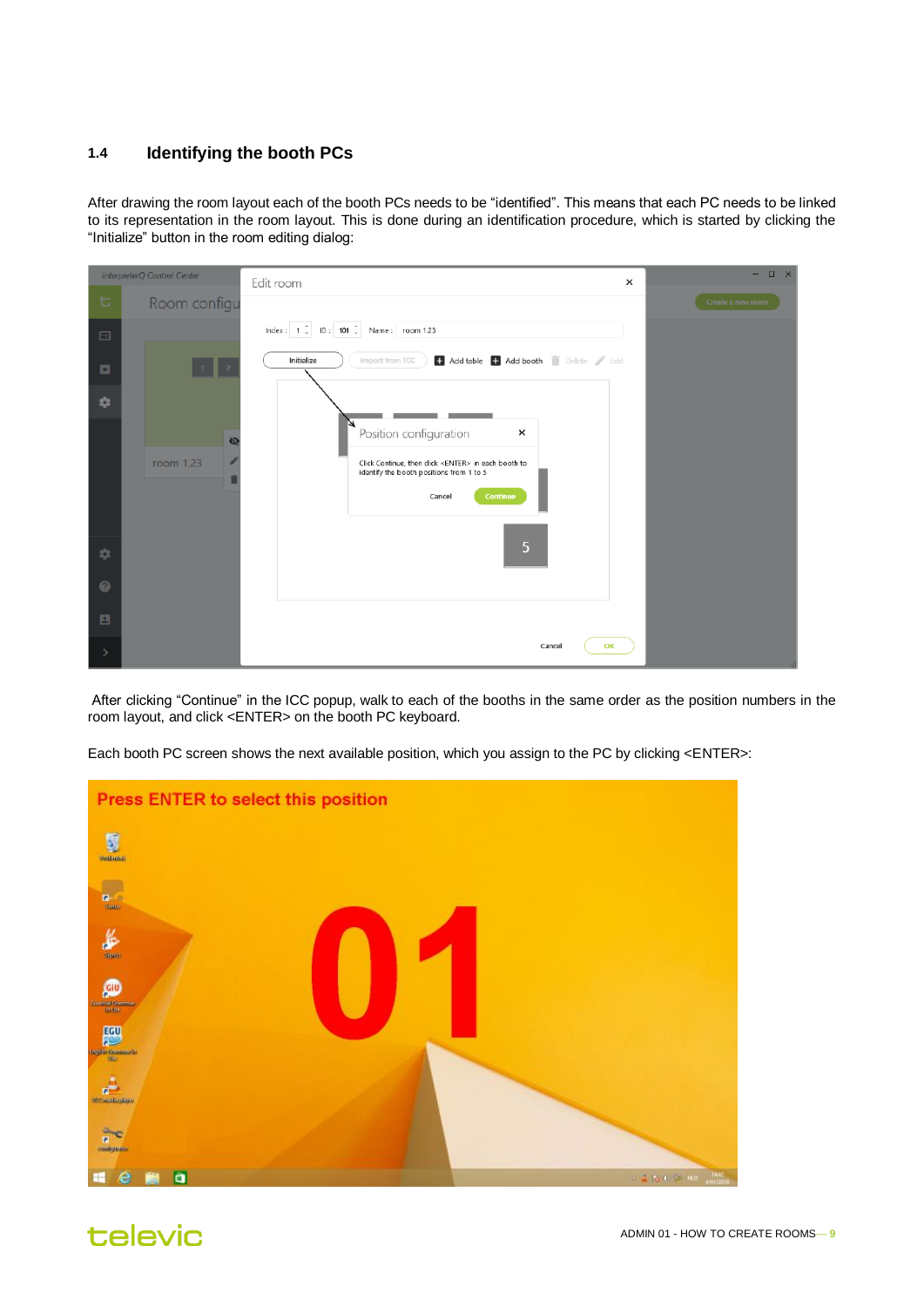## 1.4 Identifying the booth PCs

After drawing the room layout each of the booth PCs needs to be "identified". This means that each PC needs to be linked to its representation in the room layout. This is done during an identification procedure, which is started by clicking the "Initialize" button in the room editing dialog:

After clicking "Continue" in the ICC popup, walk to each of the booths in the same order as the position numbers in the room layout, and click <ENTER> on the booth PC keyboard.

Each booth PC screen shows the next available position, which you assign to the PC by clicking <ENTER>: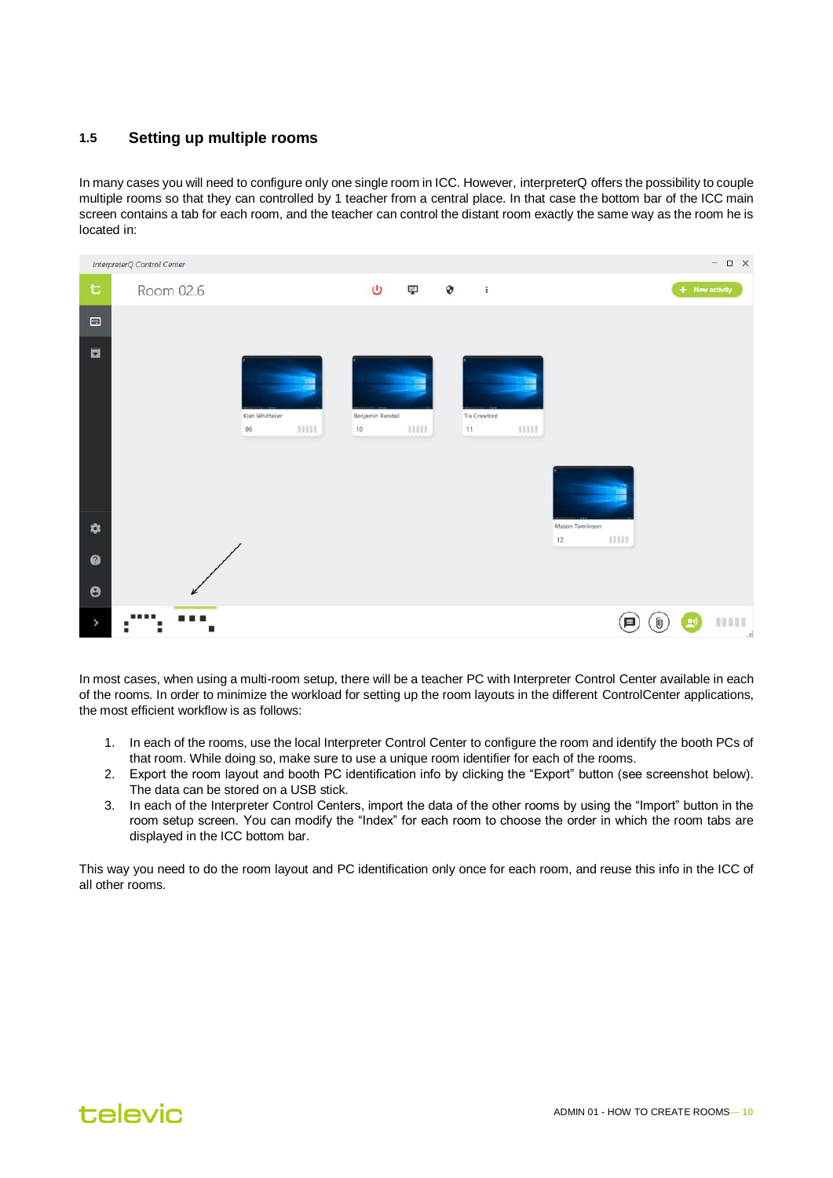## 1.5 Setting up multiple rooms

In many cases you will need to configure only one single room in ICC. However, interpreterQ offers the possibility to couple multiple rooms so that they can controlled by 1 teacher from a central place. In that case the bottom bar of the ICC main screen contains a tab for each room, and the teacher can control the distant room exactly the same way as the room he is located in:

In most cases, when using a multi-room setup, there will be a teacher PC with Interpreter Control Center available in each of the rooms. In order to minimize the workload for setting up the room layouts in the different ControlCenter applications, the most efficient workflow is as follows:

1. In each of the rooms, use the local Interpreter Control Center to configure the room and identify the booth PCs of that room. While doing so, make sure to use a unique room identifier for each of the rooms.
2. Export the room layout and booth PC identification info by clicking the “Export” button (see screenshot below). The data can be stored on a USB stick.
3. In each of the Interpreter Control Centers, import the data of the other rooms by using the “Import” button in the room setup screen. You can modify the “Index” for each room to choose the order in which the room tabs are displayed in the ICC bottom bar.

This way you need to do the room layout and PC identification only once for each room, and reuse this info in the ICC of all other rooms.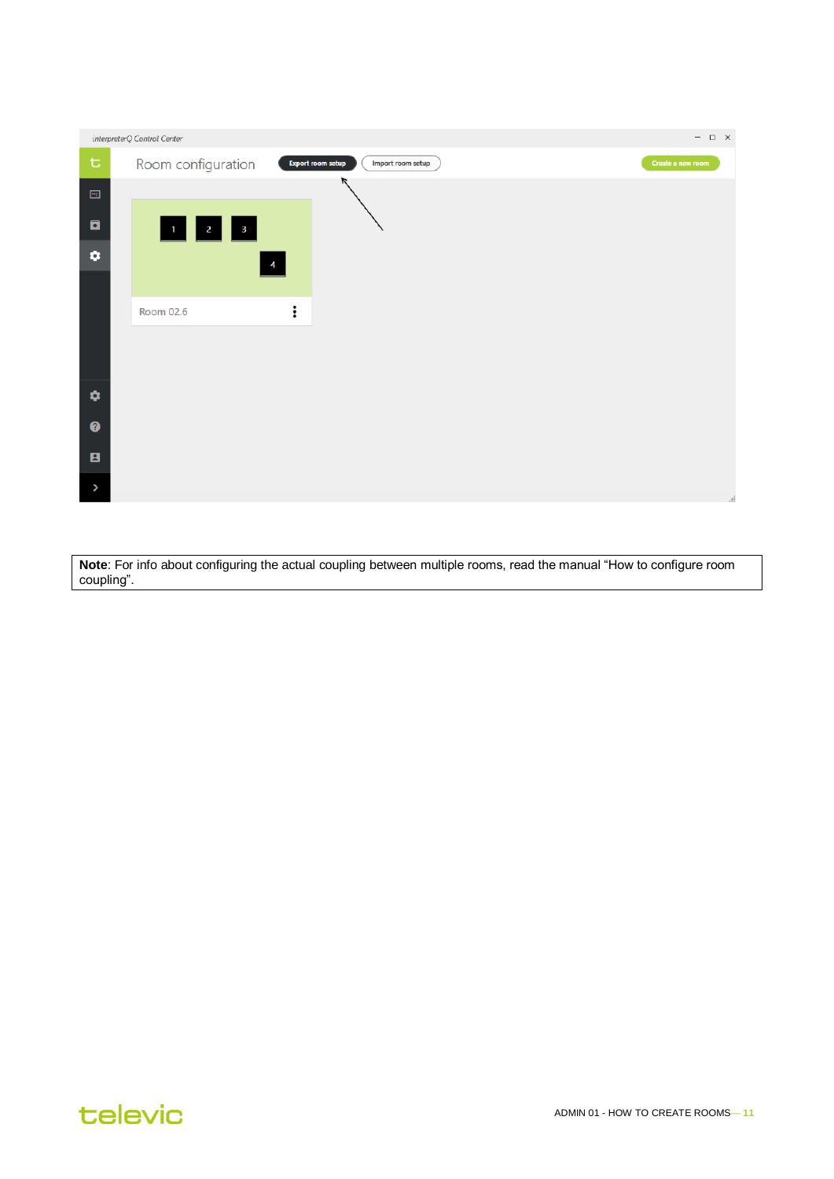**Note**: For info about configuring the actual coupling between multiple rooms, read the manual "How to configure room coupling".